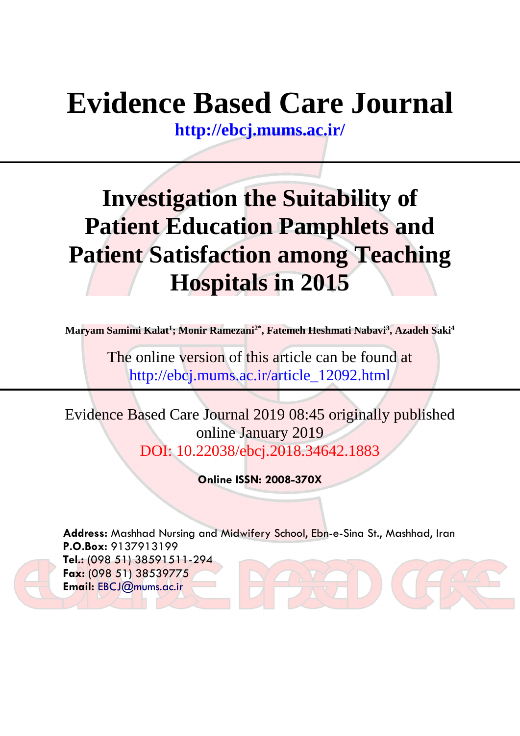# Evidence Based Care Journal

**http://ebcj.mums.ac.ir/**

# Investigation the Suitability of Patient Education Pamphlets and Patient Satisfaction among Teaching Hospitals in 2015

**Maryam Samimi Kalat[1]; Monir Ramezani[2*], Fatemeh Heshmati Nabavi[3], Azadeh Saki[4]**

The online version of this article can be found at
http://ebcj.mums.ac.ir/article_12092.html

Evidence Based Care Journal 2019 08:45 originally published online January 2019
DOI: 10.22038/ebcj.2018.34642.1883

**Online ISSN: 2008-370X**

**Address:** Mashhad Nursing and Midwifery School, Ebn-e-Sina St., Mashhad, Iran
**P.O.Box:** 9137913199
**Tel.:** (098 51) 38591511-294
**Fax:** (098 51) 38539775
**Email:** EBCJ@mums.ac.ir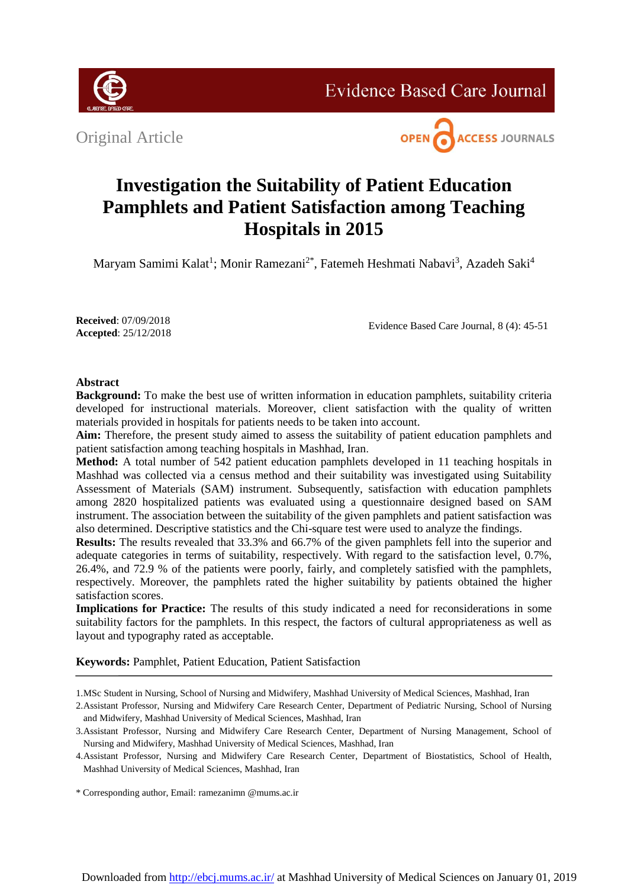Original Article

# Investigation the Suitability of Patient Education Pamphlets and Patient Satisfaction among Teaching Hospitals in 2015

Maryam Samimi Kalat[1]; Monir Ramezani[2*], Fatemeh Heshmati Nabavi[3], Azadeh Saki[4]

**Received**: 07/09/2018
**Accepted**: 25/12/2018

Evidence Based Care Journal, 8 (4): 45-51

## Abstract

**Background:** To make the best use of written information in education pamphlets, suitability criteria developed for instructional materials. Moreover, client satisfaction with the quality of written materials provided in hospitals for patients needs to be taken into account.

**Aim:** Therefore, the present study aimed to assess the suitability of patient education pamphlets and patient satisfaction among teaching hospitals in Mashhad, Iran.

**Method:** A total number of 542 patient education pamphlets developed in 11 teaching hospitals in Mashhad was collected via a census method and their suitability was investigated using Suitability Assessment of Materials (SAM) instrument. Subsequently, satisfaction with education pamphlets among 2820 hospitalized patients was evaluated using a questionnaire designed based on SAM instrument. The association between the suitability of the given pamphlets and patient satisfaction was also determined. Descriptive statistics and the Chi-square test were used to analyze the findings.

**Results:** The results revealed that 33.3% and 66.7% of the given pamphlets fell into the superior and adequate categories in terms of suitability, respectively. With regard to the satisfaction level, 0.7%, 26.4%, and 72.9 % of the patients were poorly, fairly, and completely satisfied with the pamphlets, respectively. Moreover, the pamphlets rated the higher suitability by patients obtained the higher satisfaction scores.

**Implications for Practice:** The results of this study indicated a need for reconsiderations in some suitability factors for the pamphlets. In this respect, the factors of cultural appropriateness as well as layout and typography rated as acceptable.

**Keywords:** Pamphlet, Patient Education, Patient Satisfaction

---

1.MSc Student in Nursing, School of Nursing and Midwifery, Mashhad University of Medical Sciences, Mashhad, Iran

2.Assistant Professor, Nursing and Midwifery Care Research Center, Department of Pediatric Nursing, School of Nursing and Midwifery, Mashhad University of Medical Sciences, Mashhad, Iran

3.Assistant Professor, Nursing and Midwifery Care Research Center, Department of Nursing Management, School of Nursing and Midwifery, Mashhad University of Medical Sciences, Mashhad, Iran

4.Assistant Professor, Nursing and Midwifery Care Research Center, Department of Biostatistics, School of Health, Mashhad University of Medical Sciences, Mashhad, Iran

\* Corresponding author, Email: ramezanimn @mums.ac.ir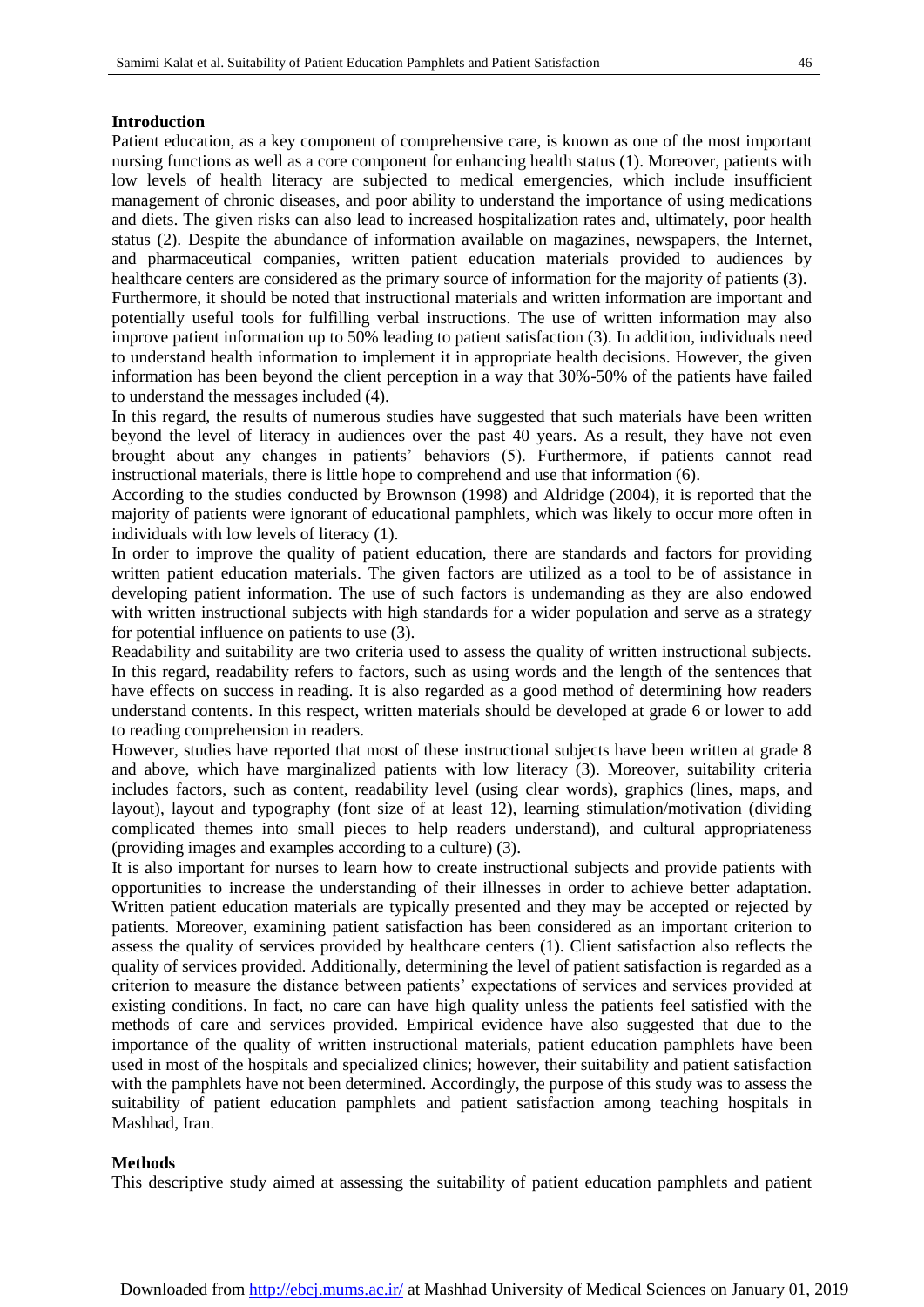## Introduction

Patient education, as a key component of comprehensive care, is known as one of the most important nursing functions as well as a core component for enhancing health status (1). Moreover, patients with low levels of health literacy are subjected to medical emergencies, which include insufficient management of chronic diseases, and poor ability to understand the importance of using medications and diets. The given risks can also lead to increased hospitalization rates and, ultimately, poor health status (2). Despite the abundance of information available on magazines, newspapers, the Internet, and pharmaceutical companies, written patient education materials provided to audiences by healthcare centers are considered as the primary source of information for the majority of patients (3).

Furthermore, it should be noted that instructional materials and written information are important and potentially useful tools for fulfilling verbal instructions. The use of written information may also improve patient information up to 50% leading to patient satisfaction (3). In addition, individuals need to understand health information to implement it in appropriate health decisions. However, the given information has been beyond the client perception in a way that 30%-50% of the patients have failed to understand the messages included (4).

In this regard, the results of numerous studies have suggested that such materials have been written beyond the level of literacy in audiences over the past 40 years. As a result, they have not even brought about any changes in patients' behaviors (5). Furthermore, if patients cannot read instructional materials, there is little hope to comprehend and use that information (6).

According to the studies conducted by Brownson (1998) and Aldridge (2004), it is reported that the majority of patients were ignorant of educational pamphlets, which was likely to occur more often in individuals with low levels of literacy (1).

In order to improve the quality of patient education, there are standards and factors for providing written patient education materials. The given factors are utilized as a tool to be of assistance in developing patient information. The use of such factors is undemanding as they are also endowed with written instructional subjects with high standards for a wider population and serve as a strategy for potential influence on patients to use (3).

Readability and suitability are two criteria used to assess the quality of written instructional subjects. In this regard, readability refers to factors, such as using words and the length of the sentences that have effects on success in reading. It is also regarded as a good method of determining how readers understand contents. In this respect, written materials should be developed at grade 6 or lower to add to reading comprehension in readers.

However, studies have reported that most of these instructional subjects have been written at grade 8 and above, which have marginalized patients with low literacy (3). Moreover, suitability criteria includes factors, such as content, readability level (using clear words), graphics (lines, maps, and layout), layout and typography (font size of at least 12), learning stimulation/motivation (dividing complicated themes into small pieces to help readers understand), and cultural appropriateness (providing images and examples according to a culture) (3).

It is also important for nurses to learn how to create instructional subjects and provide patients with opportunities to increase the understanding of their illnesses in order to achieve better adaptation. Written patient education materials are typically presented and they may be accepted or rejected by patients. Moreover, examining patient satisfaction has been considered as an important criterion to assess the quality of services provided by healthcare centers (1). Client satisfaction also reflects the quality of services provided. Additionally, determining the level of patient satisfaction is regarded as a criterion to measure the distance between patients' expectations of services and services provided at existing conditions. In fact, no care can have high quality unless the patients feel satisfied with the methods of care and services provided. Empirical evidence have also suggested that due to the importance of the quality of written instructional materials, patient education pamphlets have been used in most of the hospitals and specialized clinics; however, their suitability and patient satisfaction with the pamphlets have not been determined. Accordingly, the purpose of this study was to assess the suitability of patient education pamphlets and patient satisfaction among teaching hospitals in Mashhad, Iran.

## Methods

This descriptive study aimed at assessing the suitability of patient education pamphlets and patient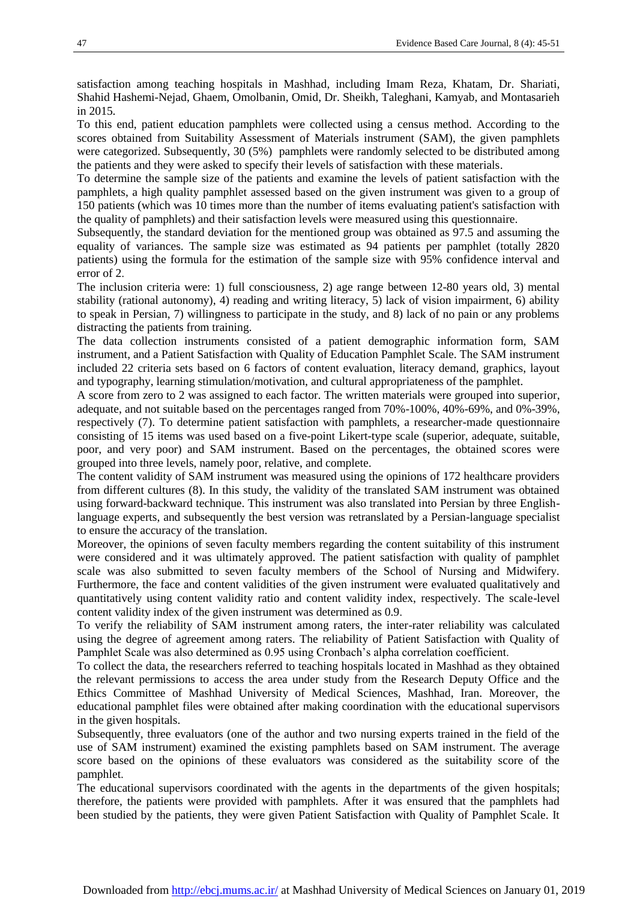satisfaction among teaching hospitals in Mashhad, including Imam Reza, Khatam, Dr. Shariati, Shahid Hashemi-Nejad, Ghaem, Omolbanin, Omid, Dr. Sheikh, Taleghani, Kamyab, and Montasarieh in 2015.

To this end, patient education pamphlets were collected using a census method. According to the scores obtained from Suitability Assessment of Materials instrument (SAM), the given pamphlets were categorized. Subsequently, 30 (5%) pamphlets were randomly selected to be distributed among the patients and they were asked to specify their levels of satisfaction with these materials.

To determine the sample size of the patients and examine the levels of patient satisfaction with the pamphlets, a high quality pamphlet assessed based on the given instrument was given to a group of 150 patients (which was 10 times more than the number of items evaluating patient's satisfaction with the quality of pamphlets) and their satisfaction levels were measured using this questionnaire.

Subsequently, the standard deviation for the mentioned group was obtained as 97.5 and assuming the equality of variances. The sample size was estimated as 94 patients per pamphlet (totally 2820 patients) using the formula for the estimation of the sample size with 95% confidence interval and error of 2.

The inclusion criteria were: 1) full consciousness, 2) age range between 12-80 years old, 3) mental stability (rational autonomy), 4) reading and writing literacy, 5) lack of vision impairment, 6) ability to speak in Persian, 7) willingness to participate in the study, and 8) lack of no pain or any problems distracting the patients from training.

The data collection instruments consisted of a patient demographic information form, SAM instrument, and a Patient Satisfaction with Quality of Education Pamphlet Scale. The SAM instrument included 22 criteria sets based on 6 factors of content evaluation, literacy demand, graphics, layout and typography, learning stimulation/motivation, and cultural appropriateness of the pamphlet.

A score from zero to 2 was assigned to each factor. The written materials were grouped into superior, adequate, and not suitable based on the percentages ranged from 70%-100%, 40%-69%, and 0%-39%, respectively (7). To determine patient satisfaction with pamphlets, a researcher-made questionnaire consisting of 15 items was used based on a five-point Likert-type scale (superior, adequate, suitable, poor, and very poor) and SAM instrument. Based on the percentages, the obtained scores were grouped into three levels, namely poor, relative, and complete.

The content validity of SAM instrument was measured using the opinions of 172 healthcare providers from different cultures (8). In this study, the validity of the translated SAM instrument was obtained using forward-backward technique. This instrument was also translated into Persian by three English-language experts, and subsequently the best version was retranslated by a Persian-language specialist to ensure the accuracy of the translation.

Moreover, the opinions of seven faculty members regarding the content suitability of this instrument were considered and it was ultimately approved. The patient satisfaction with quality of pamphlet scale was also submitted to seven faculty members of the School of Nursing and Midwifery. Furthermore, the face and content validities of the given instrument were evaluated qualitatively and quantitatively using content validity ratio and content validity index, respectively. The scale-level content validity index of the given instrument was determined as 0.9.

To verify the reliability of SAM instrument among raters, the inter-rater reliability was calculated using the degree of agreement among raters. The reliability of Patient Satisfaction with Quality of Pamphlet Scale was also determined as 0.95 using Cronbach's alpha correlation coefficient.

To collect the data, the researchers referred to teaching hospitals located in Mashhad as they obtained the relevant permissions to access the area under study from the Research Deputy Office and the Ethics Committee of Mashhad University of Medical Sciences, Mashhad, Iran. Moreover, the educational pamphlet files were obtained after making coordination with the educational supervisors in the given hospitals.

Subsequently, three evaluators (one of the author and two nursing experts trained in the field of the use of SAM instrument) examined the existing pamphlets based on SAM instrument. The average score based on the opinions of these evaluators was considered as the suitability score of the pamphlet.

The educational supervisors coordinated with the agents in the departments of the given hospitals; therefore, the patients were provided with pamphlets. After it was ensured that the pamphlets had been studied by the patients, they were given Patient Satisfaction with Quality of Pamphlet Scale. It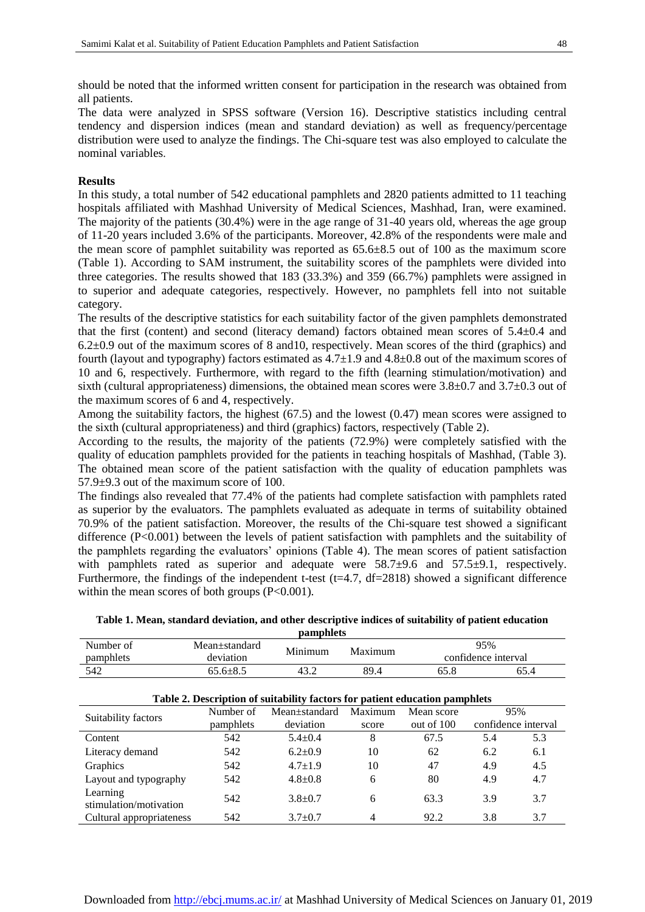should be noted that the informed written consent for participation in the research was obtained from all patients.

The data were analyzed in SPSS software (Version 16). Descriptive statistics including central tendency and dispersion indices (mean and standard deviation) as well as frequency/percentage distribution were used to analyze the findings. The Chi-square test was also employed to calculate the nominal variables.

## Results

In this study, a total number of 542 educational pamphlets and 2820 patients admitted to 11 teaching hospitals affiliated with Mashhad University of Medical Sciences, Mashhad, Iran, were examined. The majority of the patients (30.4%) were in the age range of 31-40 years old, whereas the age group of 11-20 years included 3.6% of the participants. Moreover, 42.8% of the respondents were male and the mean score of pamphlet suitability was reported as 65.6±8.5 out of 100 as the maximum score (Table 1). According to SAM instrument, the suitability scores of the pamphlets were divided into three categories. The results showed that 183 (33.3%) and 359 (66.7%) pamphlets were assigned in to superior and adequate categories, respectively. However, no pamphlets fell into not suitable category.

The results of the descriptive statistics for each suitability factor of the given pamphlets demonstrated that the first (content) and second (literacy demand) factors obtained mean scores of 5.4±0.4 and 6.2±0.9 out of the maximum scores of 8 and10, respectively. Mean scores of the third (graphics) and fourth (layout and typography) factors estimated as 4.7±1.9 and 4.8±0.8 out of the maximum scores of 10 and 6, respectively. Furthermore, with regard to the fifth (learning stimulation/motivation) and sixth (cultural appropriateness) dimensions, the obtained mean scores were 3.8±0.7 and 3.7±0.3 out of the maximum scores of 6 and 4, respectively.

Among the suitability factors, the highest (67.5) and the lowest (0.47) mean scores were assigned to the sixth (cultural appropriateness) and third (graphics) factors, respectively (Table 2).

According to the results, the majority of the patients (72.9%) were completely satisfied with the quality of education pamphlets provided for the patients in teaching hospitals of Mashhad, (Table 3). The obtained mean score of the patient satisfaction with the quality of education pamphlets was 57.9±9.3 out of the maximum score of 100.

The findings also revealed that 77.4% of the patients had complete satisfaction with pamphlets rated as superior by the evaluators. The pamphlets evaluated as adequate in terms of suitability obtained 70.9% of the patient satisfaction. Moreover, the results of the Chi-square test showed a significant difference (P<0.001) between the levels of patient satisfaction with pamphlets and the suitability of the pamphlets regarding the evaluators' opinions (Table 4). The mean scores of patient satisfaction with pamphlets rated as superior and adequate were 58.7±9.6 and 57.5±9.1, respectively. Furthermore, the findings of the independent t-test (t=4.7, df=2818) showed a significant difference within the mean scores of both groups (P<0.001).

**Table 1. Mean, standard deviation, and other descriptive indices of suitability of patient education pamphlets**

| Number of pamphlets | Mean±standard deviation | Minimum | Maximum | 95% confidence interval | |
|---|---|---|---|---|---|
| 542 | 65.6±8.5 | 43.2 | 89.4 | 65.8 | 65.4 |

**Table 2. Description of suitability factors for patient education pamphlets**

| Suitability factors | Number of pamphlets | Mean±standard deviation | Maximum score | Mean score out of 100 | 95% confidence interval | |
|---|---|---|---|---|---|---|
| Content | 542 | 5.4±0.4 | 8 | 67.5 | 5.4 | 5.3 |
| Literacy demand | 542 | 6.2±0.9 | 10 | 62 | 6.2 | 6.1 |
| Graphics | 542 | 4.7±1.9 | 10 | 47 | 4.9 | 4.5 |
| Layout and typography | 542 | 4.8±0.8 | 6 | 80 | 4.9 | 4.7 |
| Learning stimulation/motivation | 542 | 3.8±0.7 | 6 | 63.3 | 3.9 | 3.7 |
| Cultural appropriateness | 542 | 3.7±0.7 | 4 | 92.2 | 3.8 | 3.7 |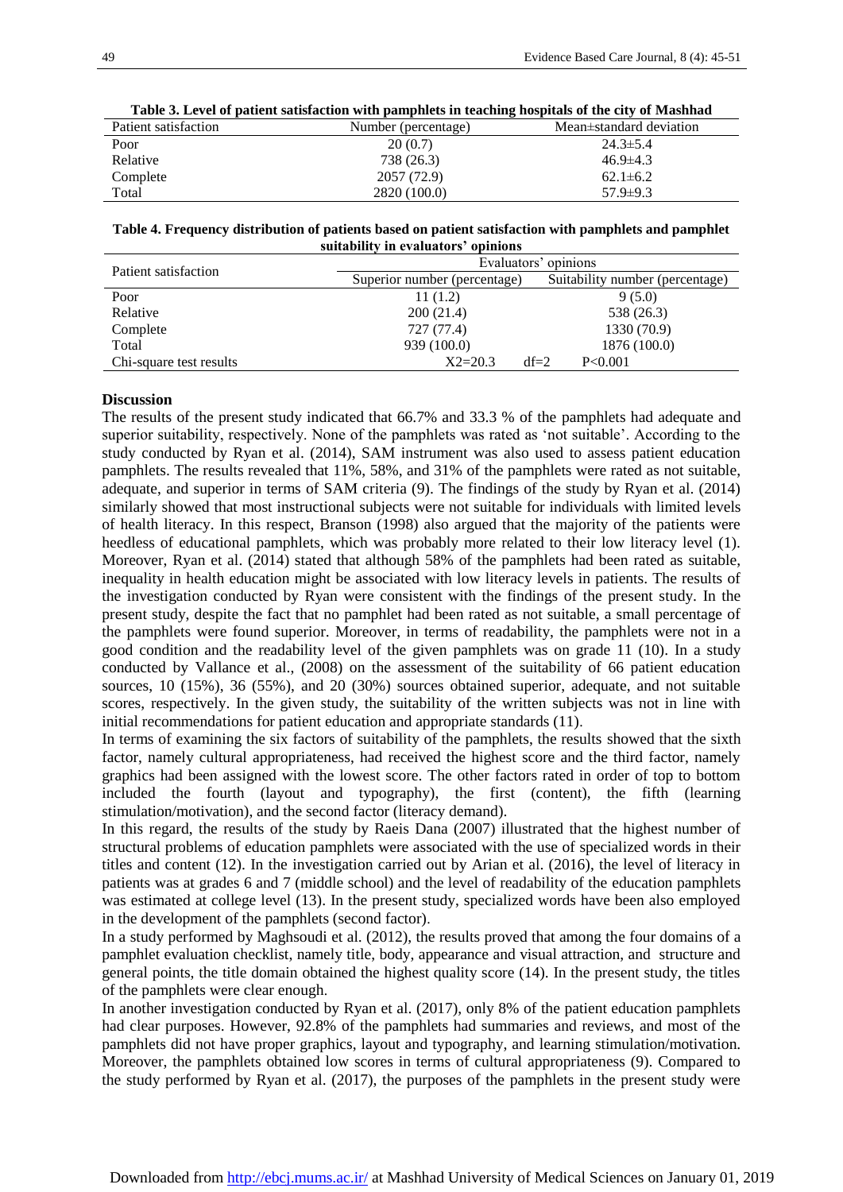**Table 3. Level of patient satisfaction with pamphlets in teaching hospitals of the city of Mashhad**

| Patient satisfaction | Number (percentage) | Mean±standard deviation |
|---|---|---|
| Poor | 20 (0.7) | 24.3±5.4 |
| Relative | 738 (26.3) | 46.9±4.3 |
| Complete | 2057 (72.9) | 62.1±6.2 |
| Total | 2820 (100.0) | 57.9±9.3 |

**Table 4. Frequency distribution of patients based on patient satisfaction with pamphlets and pamphlet suitability in evaluators' opinions**

| Patient satisfaction | Evaluators' opinions | |
|---|---|---|
| | Superior number (percentage) | Suitability number (percentage) |
| Poor | 11 (1.2) | 9 (5.0) |
| Relative | 200 (21.4) | 538 (26.3) |
| Complete | 727 (77.4) | 1330 (70.9) |
| Total | 939 (100.0) | 1876 (100.0) |
| Chi-square test results | X2=20.3 df=2 | P<0.001 |

## Discussion

The results of the present study indicated that 66.7% and 33.3 % of the pamphlets had adequate and superior suitability, respectively. None of the pamphlets was rated as 'not suitable'. According to the study conducted by Ryan et al. (2014), SAM instrument was also used to assess patient education pamphlets. The results revealed that 11%, 58%, and 31% of the pamphlets were rated as not suitable, adequate, and superior in terms of SAM criteria (9). The findings of the study by Ryan et al. (2014) similarly showed that most instructional subjects were not suitable for individuals with limited levels of health literacy. In this respect, Branson (1998) also argued that the majority of the patients were heedless of educational pamphlets, which was probably more related to their low literacy level (1). Moreover, Ryan et al. (2014) stated that although 58% of the pamphlets had been rated as suitable, inequality in health education might be associated with low literacy levels in patients. The results of the investigation conducted by Ryan were consistent with the findings of the present study. In the present study, despite the fact that no pamphlet had been rated as not suitable, a small percentage of the pamphlets were found superior. Moreover, in terms of readability, the pamphlets were not in a good condition and the readability level of the given pamphlets was on grade 11 (10). In a study conducted by Vallance et al., (2008) on the assessment of the suitability of 66 patient education sources, 10 (15%), 36 (55%), and 20 (30%) sources obtained superior, adequate, and not suitable scores, respectively. In the given study, the suitability of the written subjects was not in line with initial recommendations for patient education and appropriate standards (11).

In terms of examining the six factors of suitability of the pamphlets, the results showed that the sixth factor, namely cultural appropriateness, had received the highest score and the third factor, namely graphics had been assigned with the lowest score. The other factors rated in order of top to bottom included the fourth (layout and typography), the first (content), the fifth (learning stimulation/motivation), and the second factor (literacy demand).

In this regard, the results of the study by Raeis Dana (2007) illustrated that the highest number of structural problems of education pamphlets were associated with the use of specialized words in their titles and content (12). In the investigation carried out by Arian et al. (2016), the level of literacy in patients was at grades 6 and 7 (middle school) and the level of readability of the education pamphlets was estimated at college level (13). In the present study, specialized words have been also employed in the development of the pamphlets (second factor).

In a study performed by Maghsoudi et al. (2012), the results proved that among the four domains of a pamphlet evaluation checklist, namely title, body, appearance and visual attraction, and structure and general points, the title domain obtained the highest quality score (14). In the present study, the titles of the pamphlets were clear enough.

In another investigation conducted by Ryan et al. (2017), only 8% of the patient education pamphlets had clear purposes. However, 92.8% of the pamphlets had summaries and reviews, and most of the pamphlets did not have proper graphics, layout and typography, and learning stimulation/motivation. Moreover, the pamphlets obtained low scores in terms of cultural appropriateness (9). Compared to the study performed by Ryan et al. (2017), the purposes of the pamphlets in the present study were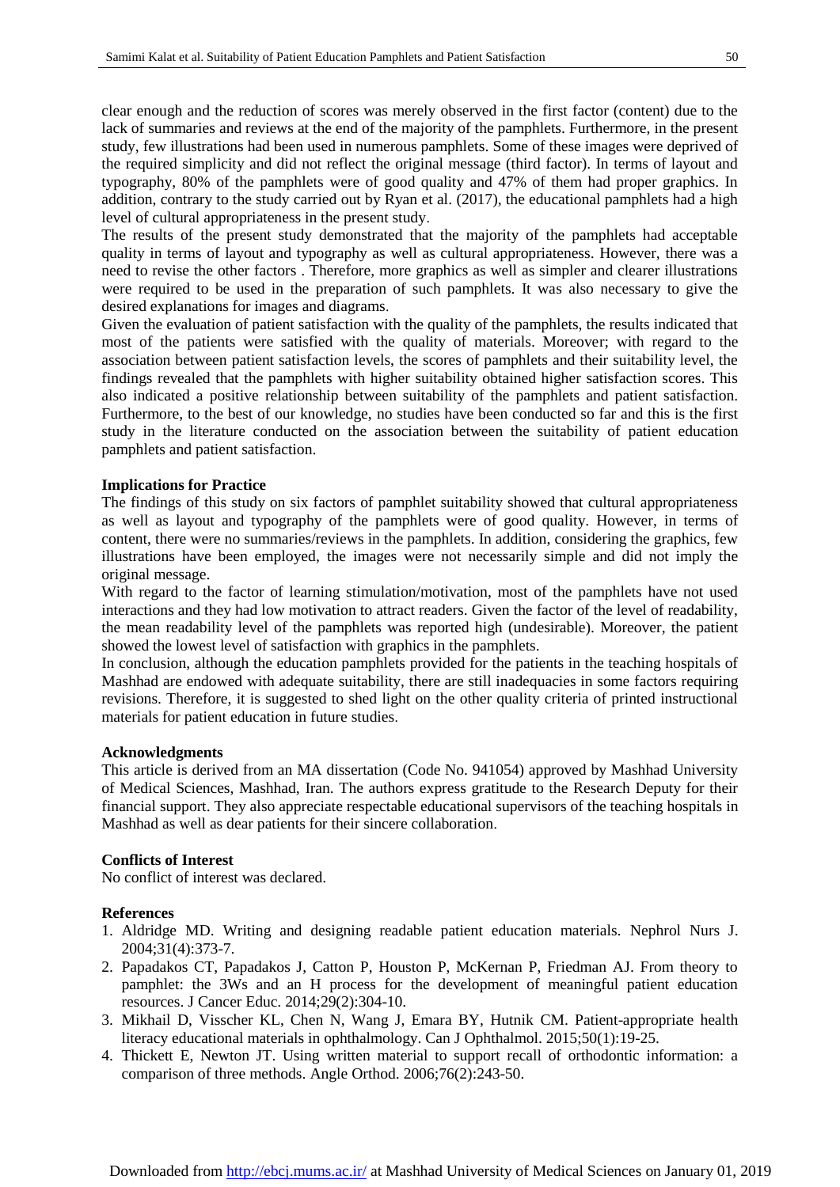clear enough and the reduction of scores was merely observed in the first factor (content) due to the lack of summaries and reviews at the end of the majority of the pamphlets. Furthermore, in the present study, few illustrations had been used in numerous pamphlets. Some of these images were deprived of the required simplicity and did not reflect the original message (third factor). In terms of layout and typography, 80% of the pamphlets were of good quality and 47% of them had proper graphics. In addition, contrary to the study carried out by Ryan et al. (2017), the educational pamphlets had a high level of cultural appropriateness in the present study.

The results of the present study demonstrated that the majority of the pamphlets had acceptable quality in terms of layout and typography as well as cultural appropriateness. However, there was a need to revise the other factors . Therefore, more graphics as well as simpler and clearer illustrations were required to be used in the preparation of such pamphlets. It was also necessary to give the desired explanations for images and diagrams.

Given the evaluation of patient satisfaction with the quality of the pamphlets, the results indicated that most of the patients were satisfied with the quality of materials. Moreover; with regard to the association between patient satisfaction levels, the scores of pamphlets and their suitability level, the findings revealed that the pamphlets with higher suitability obtained higher satisfaction scores. This also indicated a positive relationship between suitability of the pamphlets and patient satisfaction. Furthermore, to the best of our knowledge, no studies have been conducted so far and this is the first study in the literature conducted on the association between the suitability of patient education pamphlets and patient satisfaction.

## Implications for Practice

The findings of this study on six factors of pamphlet suitability showed that cultural appropriateness as well as layout and typography of the pamphlets were of good quality. However, in terms of content, there were no summaries/reviews in the pamphlets. In addition, considering the graphics, few illustrations have been employed, the images were not necessarily simple and did not imply the original message.

With regard to the factor of learning stimulation/motivation, most of the pamphlets have not used interactions and they had low motivation to attract readers. Given the factor of the level of readability, the mean readability level of the pamphlets was reported high (undesirable). Moreover, the patient showed the lowest level of satisfaction with graphics in the pamphlets.

In conclusion, although the education pamphlets provided for the patients in the teaching hospitals of Mashhad are endowed with adequate suitability, there are still inadequacies in some factors requiring revisions. Therefore, it is suggested to shed light on the other quality criteria of printed instructional materials for patient education in future studies.

## Acknowledgments

This article is derived from an MA dissertation (Code No. 941054) approved by Mashhad University of Medical Sciences, Mashhad, Iran. The authors express gratitude to the Research Deputy for their financial support. They also appreciate respectable educational supervisors of the teaching hospitals in Mashhad as well as dear patients for their sincere collaboration.

## Conflicts of Interest

No conflict of interest was declared.

## References

1. Aldridge MD. Writing and designing readable patient education materials. Nephrol Nurs J. 2004;31(4):373-7.
2. Papadakos CT, Papadakos J, Catton P, Houston P, McKernan P, Friedman AJ. From theory to pamphlet: the 3Ws and an H process for the development of meaningful patient education resources. J Cancer Educ. 2014;29(2):304-10.
3. Mikhail D, Visscher KL, Chen N, Wang J, Emara BY, Hutnik CM. Patient-appropriate health literacy educational materials in ophthalmology. Can J Ophthalmol. 2015;50(1):19-25.
4. Thickett E, Newton JT. Using written material to support recall of orthodontic information: a comparison of three methods. Angle Orthod. 2006;76(2):243-50.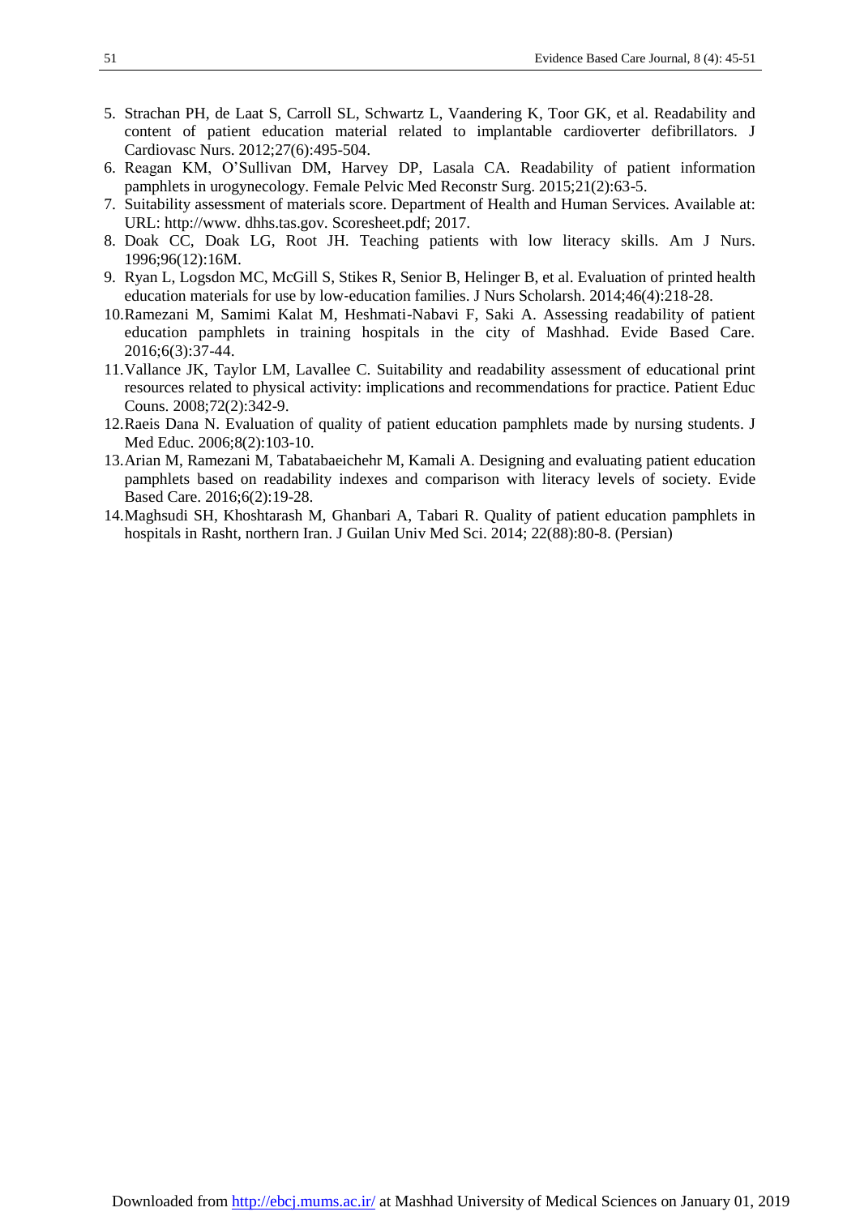5. Strachan PH, de Laat S, Carroll SL, Schwartz L, Vaandering K, Toor GK, et al. Readability and content of patient education material related to implantable cardioverter defibrillators. J Cardiovasc Nurs. 2012;27(6):495-504.
6. Reagan KM, O'Sullivan DM, Harvey DP, Lasala CA. Readability of patient information pamphlets in urogynecology. Female Pelvic Med Reconstr Surg. 2015;21(2):63-5.
7. Suitability assessment of materials score. Department of Health and Human Services. Available at: URL: http://www. dhhs.tas.gov. Scoresheet.pdf; 2017.
8. Doak CC, Doak LG, Root JH. Teaching patients with low literacy skills. Am J Nurs. 1996;96(12):16M.
9. Ryan L, Logsdon MC, McGill S, Stikes R, Senior B, Helinger B, et al. Evaluation of printed health education materials for use by low-education families. J Nurs Scholarsh. 2014;46(4):218-28.
10. Ramezani M, Samimi Kalat M, Heshmati-Nabavi F, Saki A. Assessing readability of patient education pamphlets in training hospitals in the city of Mashhad. Evide Based Care. 2016;6(3):37-44.
11. Vallance JK, Taylor LM, Lavallee C. Suitability and readability assessment of educational print resources related to physical activity: implications and recommendations for practice. Patient Educ Couns. 2008;72(2):342-9.
12. Raeis Dana N. Evaluation of quality of patient education pamphlets made by nursing students. J Med Educ. 2006;8(2):103-10.
13. Arian M, Ramezani M, Tabatabaeichehr M, Kamali A. Designing and evaluating patient education pamphlets based on readability indexes and comparison with literacy levels of society. Evide Based Care. 2016;6(2):19-28.
14. Maghsudi SH, Khoshtarash M, Ghanbari A, Tabari R. Quality of patient education pamphlets in hospitals in Rasht, northern Iran. J Guilan Univ Med Sci. 2014; 22(88):80-8. (Persian)